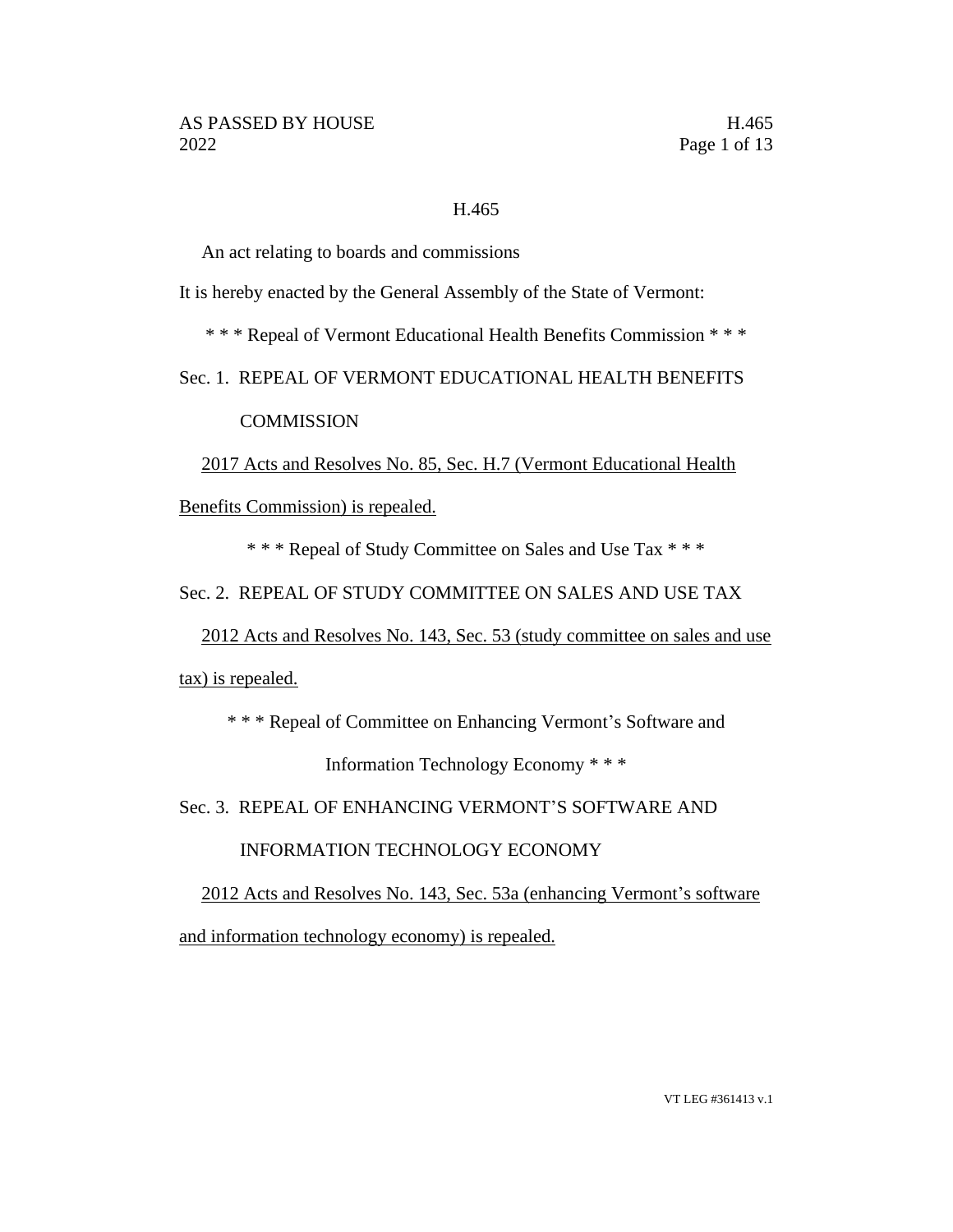# H.465

An act relating to boards and commissions

It is hereby enacted by the General Assembly of the State of Vermont:

\* \* \* Repeal of Vermont Educational Health Benefits Commission \* \* \*

Sec. 1. REPEAL OF VERMONT EDUCATIONAL HEALTH BENEFITS COMMISSION

<u>2017 Acts and Resolves No. 85, Sec. H.7 (Vermont Educational Health Benefits Commission) is repealed.</u>

\* \* \* Repeal of Study Committee on Sales and Use Tax \* \* \*

Sec. 2. REPEAL OF STUDY COMMITTEE ON SALES AND USE TAX

<u>2012 Acts and Resolves No. 143, Sec. 53 (study committee on sales and use tax) is repealed.</u>

\* \* \* Repeal of Committee on Enhancing Vermont's Software and Information Technology Economy \* \* \*

Sec. 3. REPEAL OF ENHANCING VERMONT'S SOFTWARE AND INFORMATION TECHNOLOGY ECONOMY

<u>2012 Acts and Resolves No. 143, Sec. 53a (enhancing Vermont's software and information technology economy) is repealed.</u>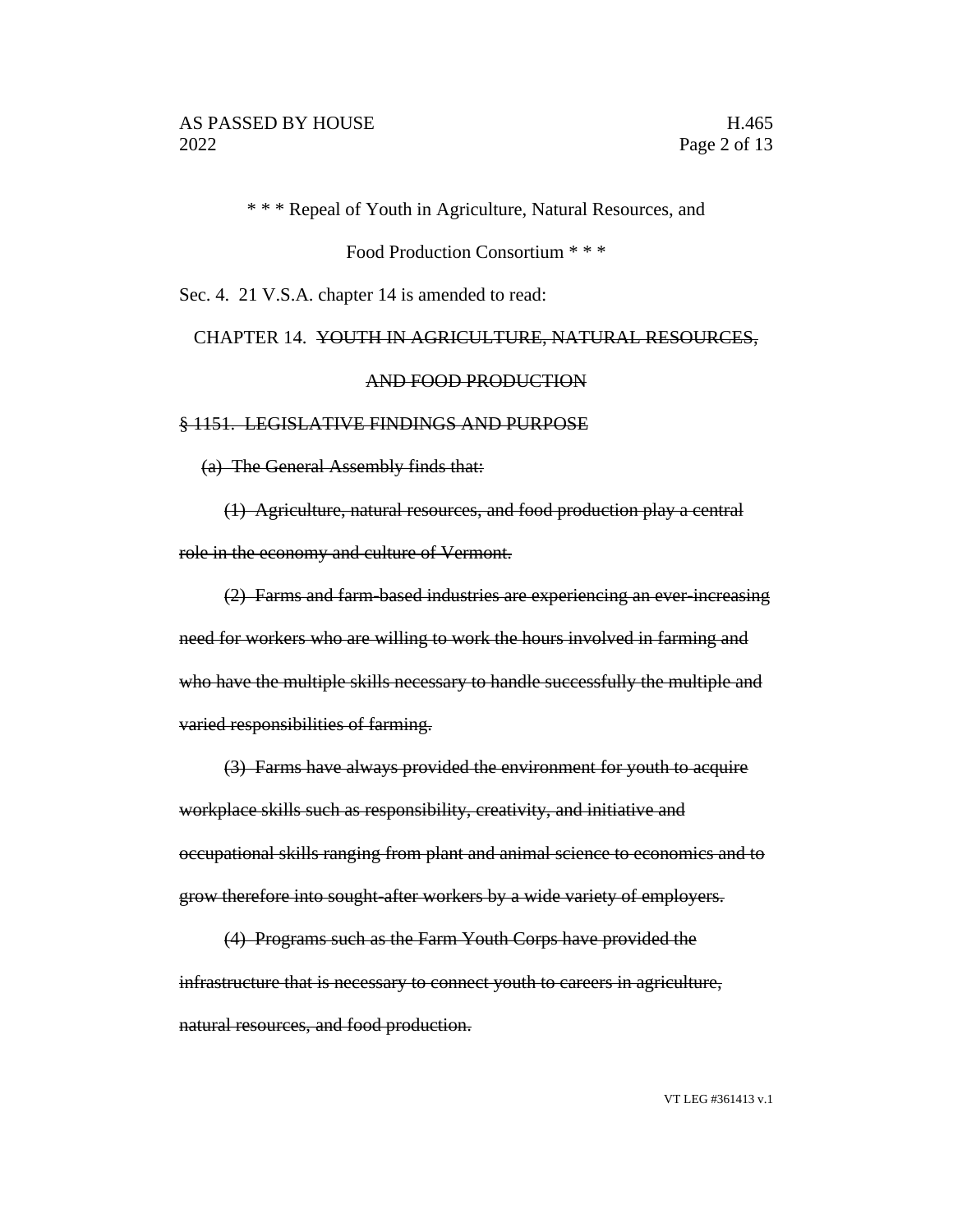\* \* \* Repeal of Youth in Agriculture, Natural Resources, and

Food Production Consortium \* \* \*

Sec. 4. 21 V.S.A. chapter 14 is amended to read:

CHAPTER 14. ~~YOUTH IN AGRICULTURE, NATURAL RESOURCES, AND FOOD PRODUCTION~~

~~§ 1151. LEGISLATIVE FINDINGS AND PURPOSE~~

~~(a) The General Assembly finds that:~~

~~(1) Agriculture, natural resources, and food production play a central role in the economy and culture of Vermont.~~

~~(2) Farms and farm-based industries are experiencing an ever-increasing need for workers who are willing to work the hours involved in farming and who have the multiple skills necessary to handle successfully the multiple and varied responsibilities of farming.~~

~~(3) Farms have always provided the environment for youth to acquire workplace skills such as responsibility, creativity, and initiative and occupational skills ranging from plant and animal science to economics and to grow therefore into sought-after workers by a wide variety of employers.~~

~~(4) Programs such as the Farm Youth Corps have provided the infrastructure that is necessary to connect youth to careers in agriculture, natural resources, and food production.~~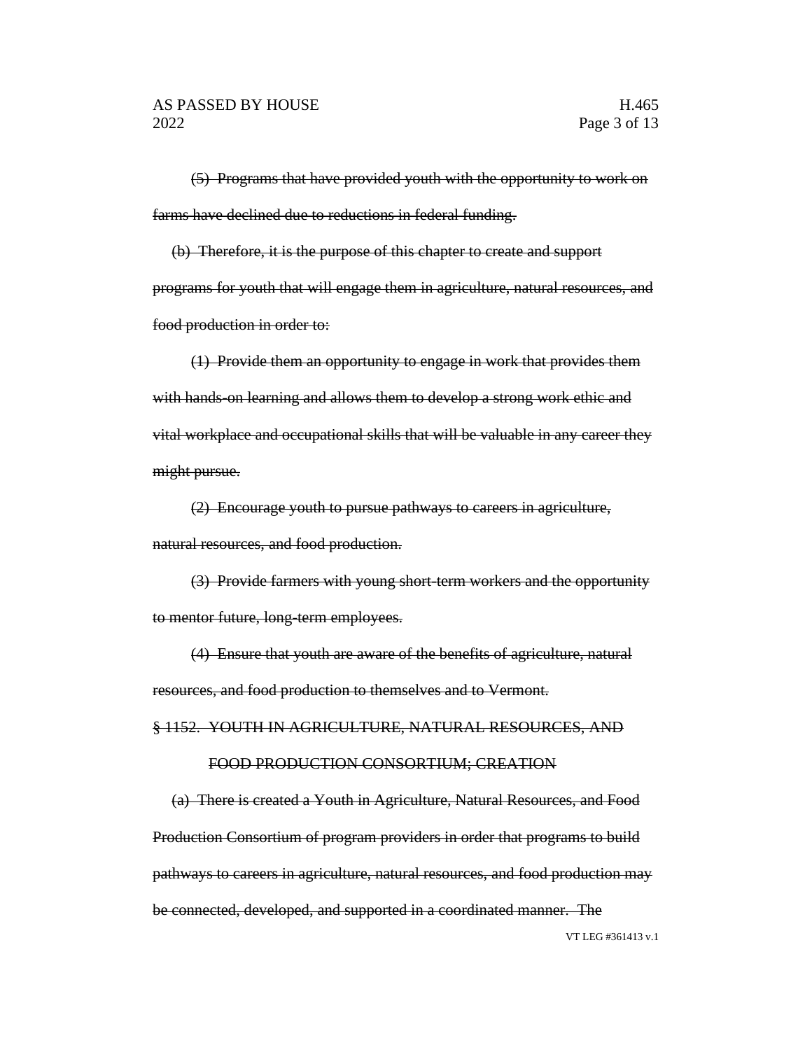~~(5) Programs that have provided youth with the opportunity to work on farms have declined due to reductions in federal funding.~~

~~(b) Therefore, it is the purpose of this chapter to create and support programs for youth that will engage them in agriculture, natural resources, and food production in order to:~~

~~(1) Provide them an opportunity to engage in work that provides them with hands-on learning and allows them to develop a strong work ethic and vital workplace and occupational skills that will be valuable in any career they might pursue.~~

~~(2) Encourage youth to pursue pathways to careers in agriculture, natural resources, and food production.~~

~~(3) Provide farmers with young short-term workers and the opportunity to mentor future, long-term employees.~~

~~(4) Ensure that youth are aware of the benefits of agriculture, natural resources, and food production to themselves and to Vermont.~~

~~§ 1152. YOUTH IN AGRICULTURE, NATURAL RESOURCES, AND FOOD PRODUCTION CONSORTIUM; CREATION~~

~~(a) There is created a Youth in Agriculture, Natural Resources, and Food Production Consortium of program providers in order that programs to build pathways to careers in agriculture, natural resources, and food production may be connected, developed, and supported in a coordinated manner. The~~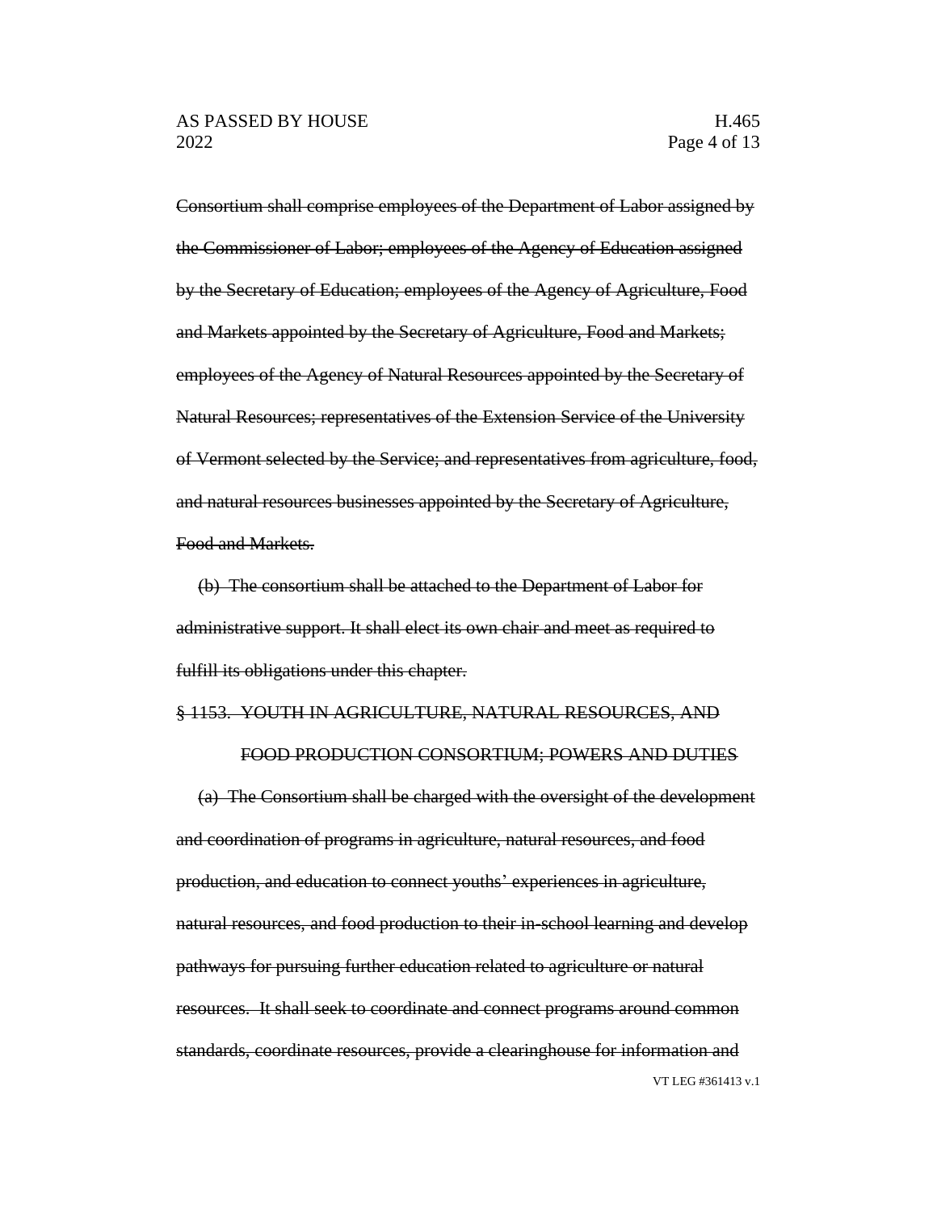~~Consortium shall comprise employees of the Department of Labor assigned by the Commissioner of Labor; employees of the Agency of Education assigned by the Secretary of Education; employees of the Agency of Agriculture, Food and Markets appointed by the Secretary of Agriculture, Food and Markets; employees of the Agency of Natural Resources appointed by the Secretary of Natural Resources; representatives of the Extension Service of the University of Vermont selected by the Service; and representatives from agriculture, food, and natural resources businesses appointed by the Secretary of Agriculture, Food and Markets.~~

~~(b) The consortium shall be attached to the Department of Labor for administrative support. It shall elect its own chair and meet as required to fulfill its obligations under this chapter.~~

~~§ 1153. YOUTH IN AGRICULTURE, NATURAL RESOURCES, AND FOOD PRODUCTION CONSORTIUM; POWERS AND DUTIES~~

~~(a) The Consortium shall be charged with the oversight of the development and coordination of programs in agriculture, natural resources, and food production, and education to connect youths' experiences in agriculture, natural resources, and food production to their in-school learning and develop pathways for pursuing further education related to agriculture or natural resources. It shall seek to coordinate and connect programs around common standards, coordinate resources, provide a clearinghouse for information and~~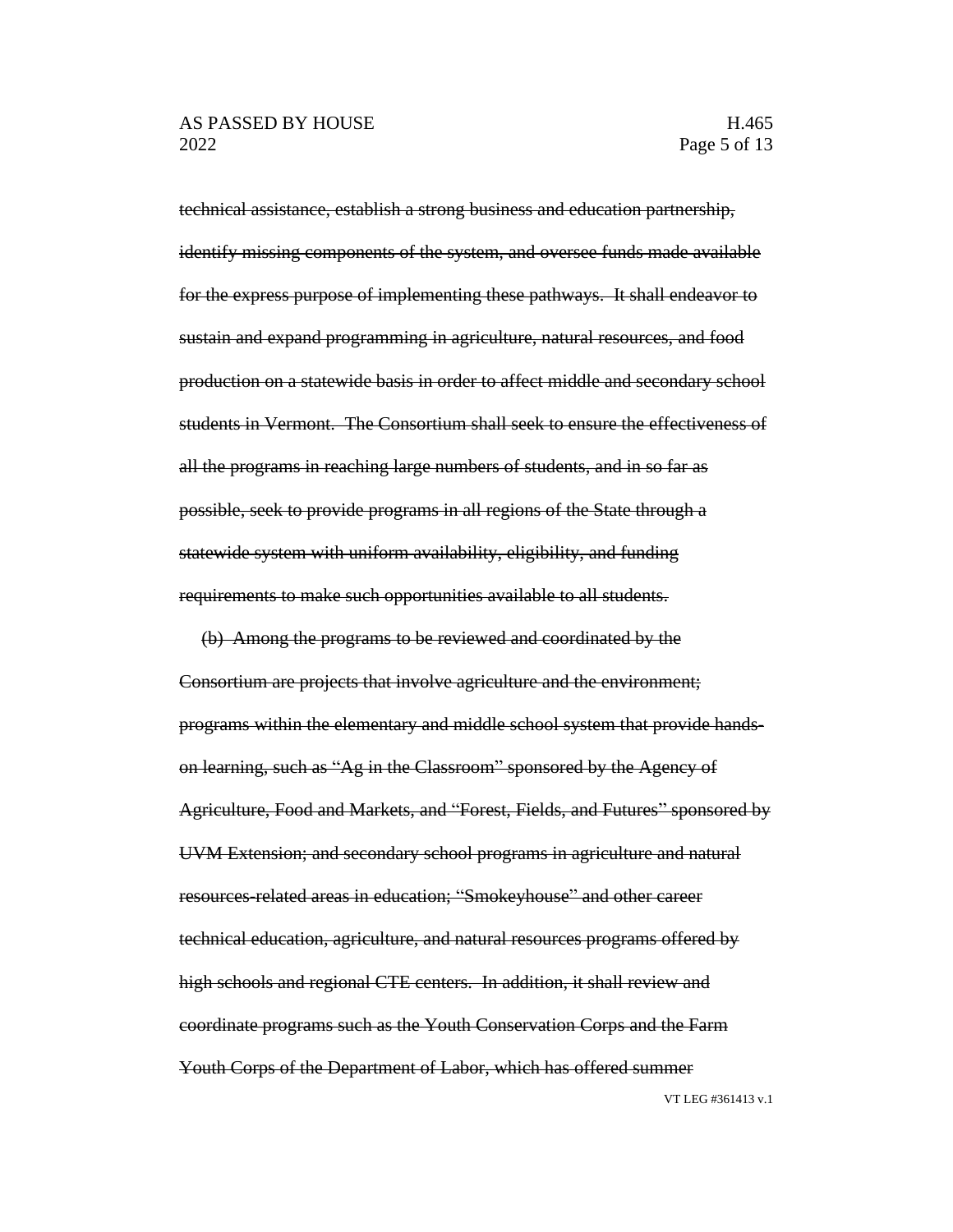~~technical assistance, establish a strong business and education partnership, identify missing components of the system, and oversee funds made available for the express purpose of implementing these pathways. It shall endeavor to sustain and expand programming in agriculture, natural resources, and food production on a statewide basis in order to affect middle and secondary school students in Vermont. The Consortium shall seek to ensure the effectiveness of all the programs in reaching large numbers of students, and in so far as possible, seek to provide programs in all regions of the State through a statewide system with uniform availability, eligibility, and funding requirements to make such opportunities available to all students.~~

~~(b) Among the programs to be reviewed and coordinated by the Consortium are projects that involve agriculture and the environment; programs within the elementary and middle school system that provide hands-on learning, such as "Ag in the Classroom" sponsored by the Agency of Agriculture, Food and Markets, and "Forest, Fields, and Futures" sponsored by UVM Extension; and secondary school programs in agriculture and natural resources-related areas in education; "Smokeyhouse" and other career technical education, agriculture, and natural resources programs offered by high schools and regional CTE centers. In addition, it shall review and coordinate programs such as the Youth Conservation Corps and the Farm Youth Corps of the Department of Labor, which has offered summer~~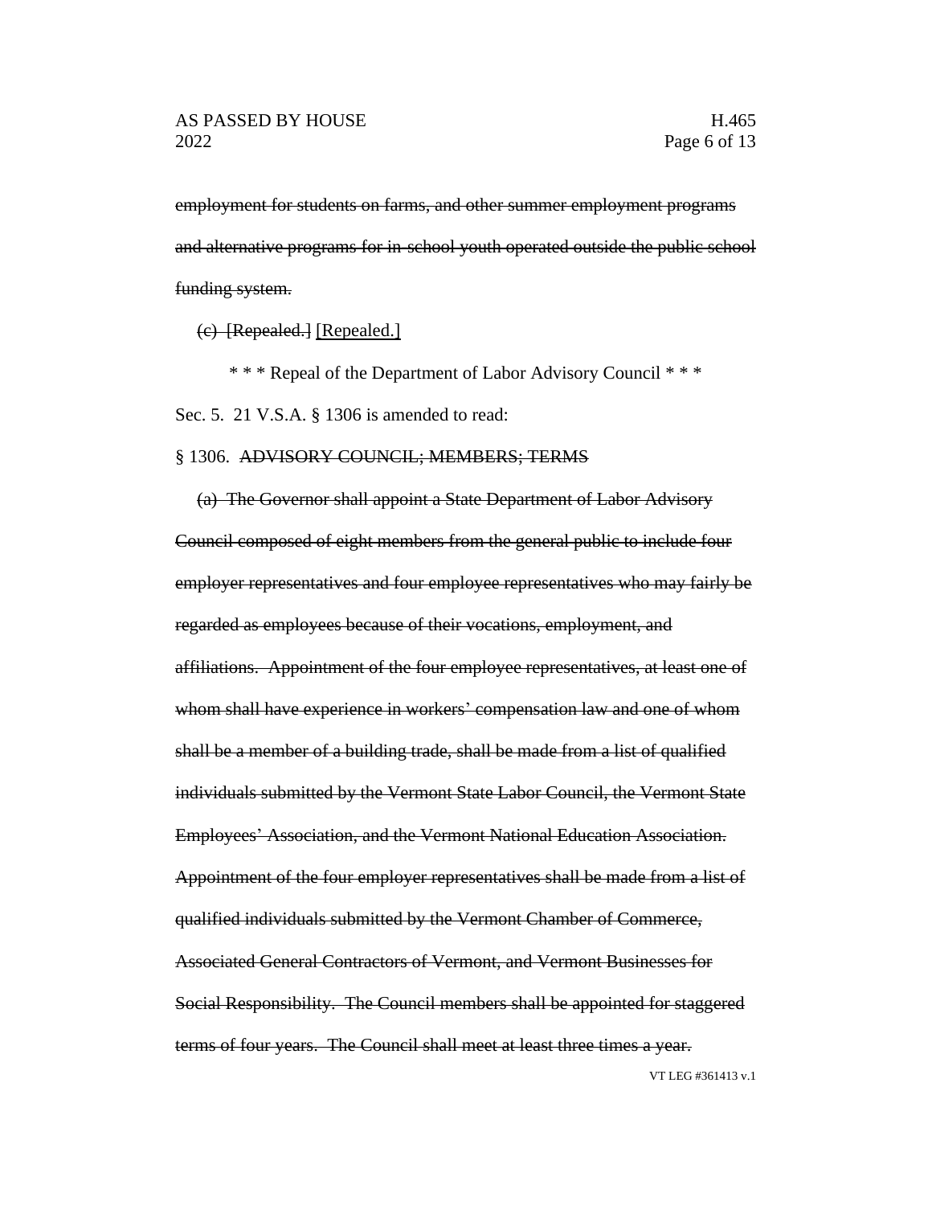~~employment for students on farms, and other summer employment programs and alternative programs for in-school youth operated outside the public school funding system.~~

~~(c) [Repealed.]~~ <u>[Repealed.]</u>

\* \* \* Repeal of the Department of Labor Advisory Council \* \* \*

Sec. 5. 21 V.S.A. § 1306 is amended to read:

§ 1306. ~~ADVISORY COUNCIL; MEMBERS; TERMS~~

~~(a) The Governor shall appoint a State Department of Labor Advisory Council composed of eight members from the general public to include four employer representatives and four employee representatives who may fairly be regarded as employees because of their vocations, employment, and affiliations. Appointment of the four employee representatives, at least one of whom shall have experience in workers' compensation law and one of whom shall be a member of a building trade, shall be made from a list of qualified individuals submitted by the Vermont State Labor Council, the Vermont State Employees' Association, and the Vermont National Education Association. Appointment of the four employer representatives shall be made from a list of qualified individuals submitted by the Vermont Chamber of Commerce, Associated General Contractors of Vermont, and Vermont Businesses for Social Responsibility. The Council members shall be appointed for staggered terms of four years. The Council shall meet at least three times a year.~~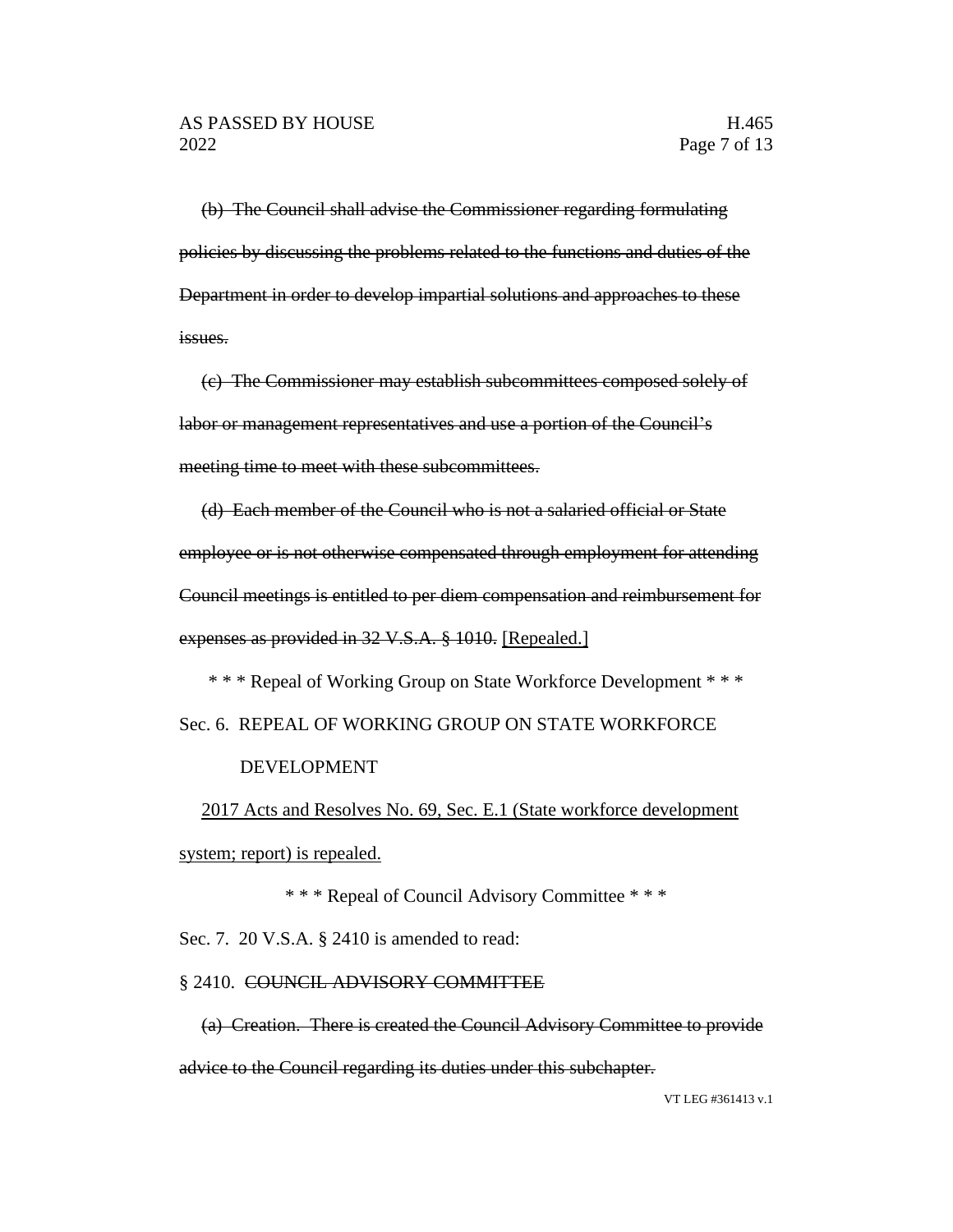~~(b) The Council shall advise the Commissioner regarding formulating policies by discussing the problems related to the functions and duties of the Department in order to develop impartial solutions and approaches to these issues.~~

~~(c) The Commissioner may establish subcommittees composed solely of labor or management representatives and use a portion of the Council's meeting time to meet with these subcommittees.~~

~~(d) Each member of the Council who is not a salaried official or State employee or is not otherwise compensated through employment for attending Council meetings is entitled to per diem compensation and reimbursement for expenses as provided in 32 V.S.A. § 1010.~~ <u>[Repealed.]</u>

\* \* \* Repeal of Working Group on State Workforce Development \* \* \*

Sec. 6. REPEAL OF WORKING GROUP ON STATE WORKFORCE DEVELOPMENT

<u>2017 Acts and Resolves No. 69, Sec. E.1 (State workforce development system; report) is repealed.</u>

\* \* \* Repeal of Council Advisory Committee \* \* \*

Sec. 7. 20 V.S.A. § 2410 is amended to read:

§ 2410. ~~COUNCIL ADVISORY COMMITTEE~~

~~(a) Creation. There is created the Council Advisory Committee to provide advice to the Council regarding its duties under this subchapter.~~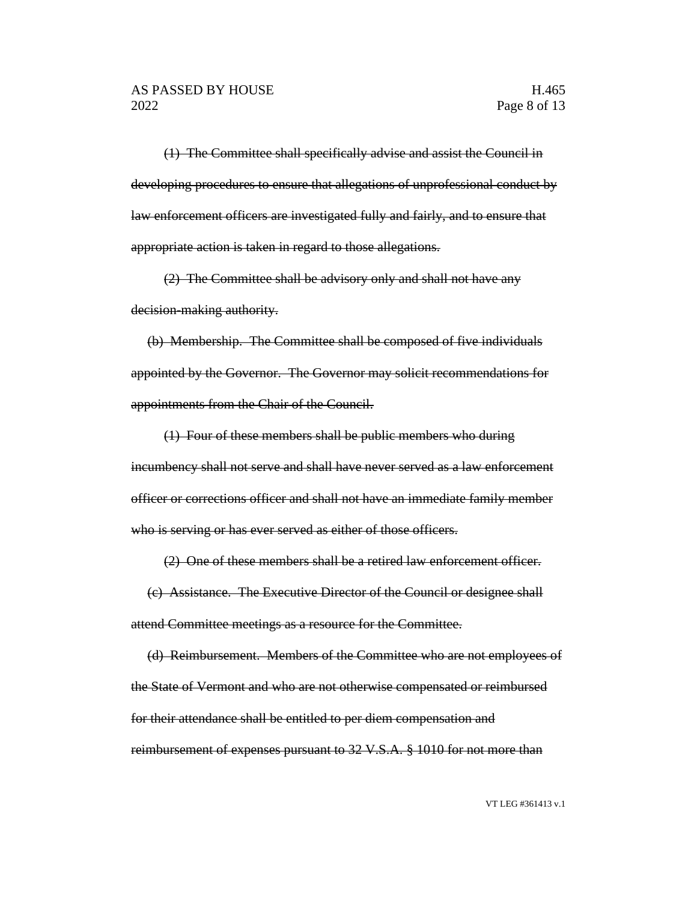~~(1) The Committee shall specifically advise and assist the Council in developing procedures to ensure that allegations of unprofessional conduct by law enforcement officers are investigated fully and fairly, and to ensure that appropriate action is taken in regard to those allegations.~~

~~(2) The Committee shall be advisory only and shall not have any decision-making authority.~~

~~(b) Membership. The Committee shall be composed of five individuals appointed by the Governor. The Governor may solicit recommendations for appointments from the Chair of the Council.~~

~~(1) Four of these members shall be public members who during incumbency shall not serve and shall have never served as a law enforcement officer or corrections officer and shall not have an immediate family member who is serving or has ever served as either of those officers.~~

~~(2) One of these members shall be a retired law enforcement officer.~~

~~(c) Assistance. The Executive Director of the Council or designee shall attend Committee meetings as a resource for the Committee.~~

~~(d) Reimbursement. Members of the Committee who are not employees of the State of Vermont and who are not otherwise compensated or reimbursed for their attendance shall be entitled to per diem compensation and reimbursement of expenses pursuant to 32 V.S.A. § 1010 for not more than~~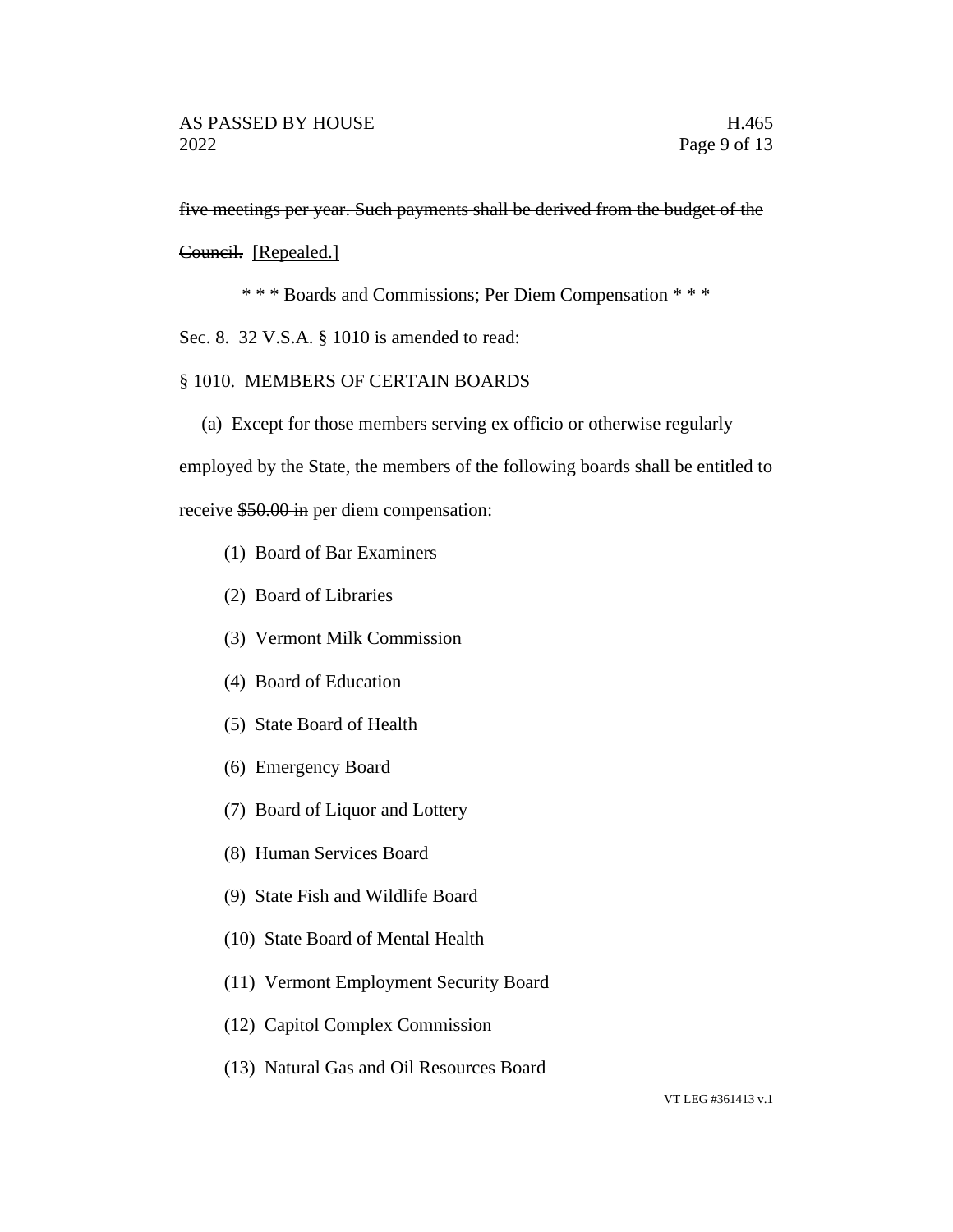~~five meetings per year. Such payments shall be derived from the budget of the Council.~~ [Repealed.]

\* \* \* Boards and Commissions; Per Diem Compensation \* \* \*

Sec. 8. 32 V.S.A. § 1010 is amended to read:

§ 1010. MEMBERS OF CERTAIN BOARDS

(a) Except for those members serving ex officio or otherwise regularly employed by the State, the members of the following boards shall be entitled to receive ~~$50.00 in~~ per diem compensation:

(1) Board of Bar Examiners

(2) Board of Libraries

(3) Vermont Milk Commission

(4) Board of Education

(5) State Board of Health

(6) Emergency Board

(7) Board of Liquor and Lottery

(8) Human Services Board

(9) State Fish and Wildlife Board

(10) State Board of Mental Health

(11) Vermont Employment Security Board

(12) Capitol Complex Commission

(13) Natural Gas and Oil Resources Board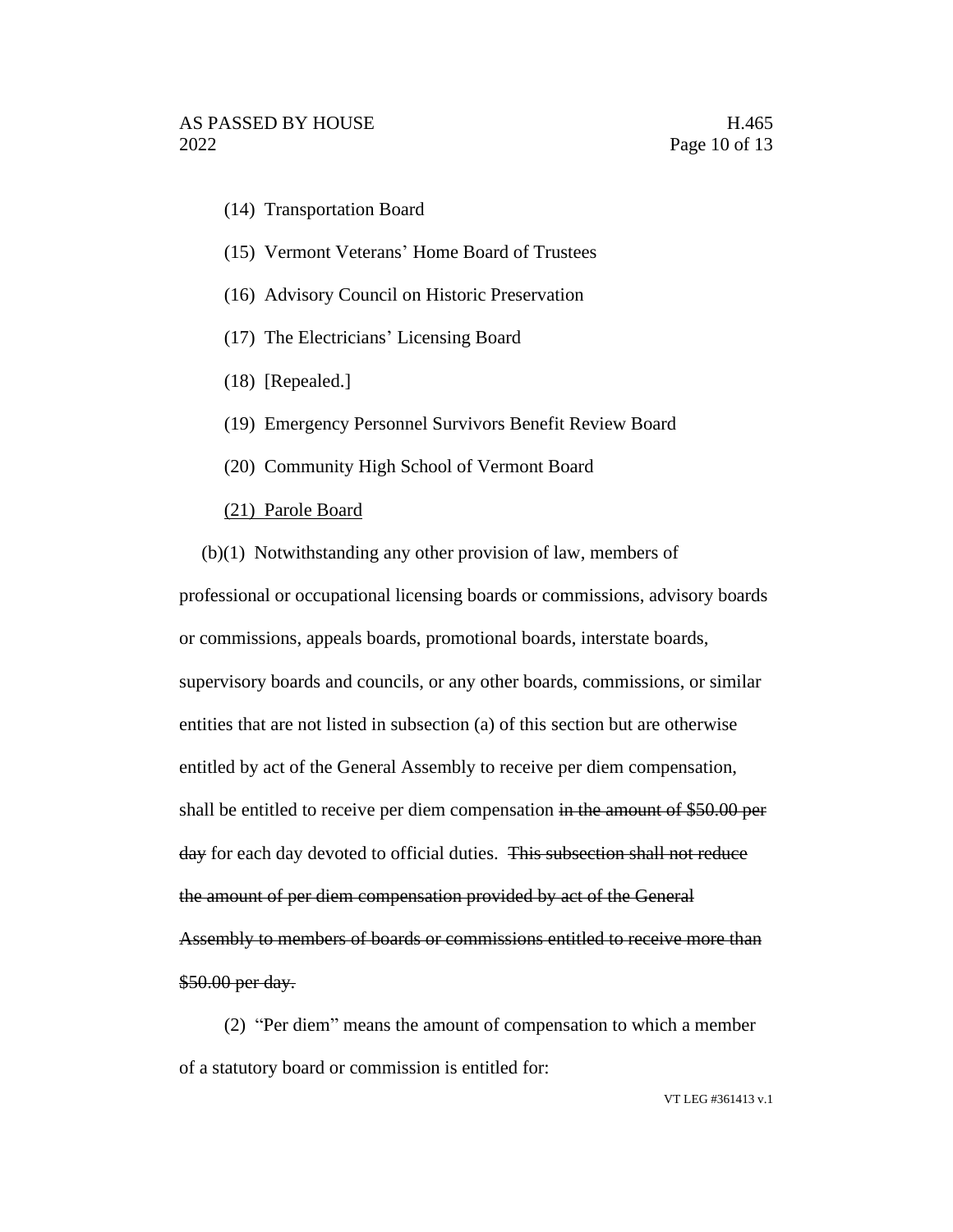(14) Transportation Board

(15) Vermont Veterans' Home Board of Trustees

(16) Advisory Council on Historic Preservation

(17) The Electricians' Licensing Board

(18) [Repealed.]

(19) Emergency Personnel Survivors Benefit Review Board

(20) Community High School of Vermont Board

<u>(21) Parole Board</u>

(b)(1) Notwithstanding any other provision of law, members of professional or occupational licensing boards or commissions, advisory boards or commissions, appeals boards, promotional boards, interstate boards, supervisory boards and councils, or any other boards, commissions, or similar entities that are not listed in subsection (a) of this section but are otherwise entitled by act of the General Assembly to receive per diem compensation, shall be entitled to receive per diem compensation ~~in the amount of \$50.00 per day~~ for each day devoted to official duties. ~~This subsection shall not reduce the amount of per diem compensation provided by act of the General Assembly to members of boards or commissions entitled to receive more than \$50.00 per day.~~

(2) "Per diem" means the amount of compensation to which a member of a statutory board or commission is entitled for: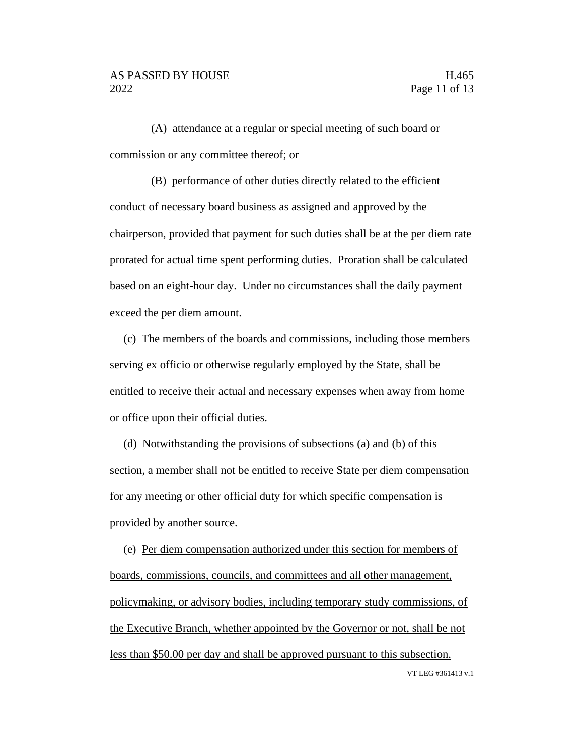(A) attendance at a regular or special meeting of such board or commission or any committee thereof; or

(B) performance of other duties directly related to the efficient conduct of necessary board business as assigned and approved by the chairperson, provided that payment for such duties shall be at the per diem rate prorated for actual time spent performing duties. Proration shall be calculated based on an eight-hour day. Under no circumstances shall the daily payment exceed the per diem amount.

(c) The members of the boards and commissions, including those members serving ex officio or otherwise regularly employed by the State, shall be entitled to receive their actual and necessary expenses when away from home or office upon their official duties.

(d) Notwithstanding the provisions of subsections (a) and (b) of this section, a member shall not be entitled to receive State per diem compensation for any meeting or other official duty for which specific compensation is provided by another source.

(e) <u>Per diem compensation authorized under this section for members of boards, commissions, councils, and committees and all other management, policymaking, or advisory bodies, including temporary study commissions, of the Executive Branch, whether appointed by the Governor or not, shall be not less than $50.00 per day and shall be approved pursuant to this subsection.</u>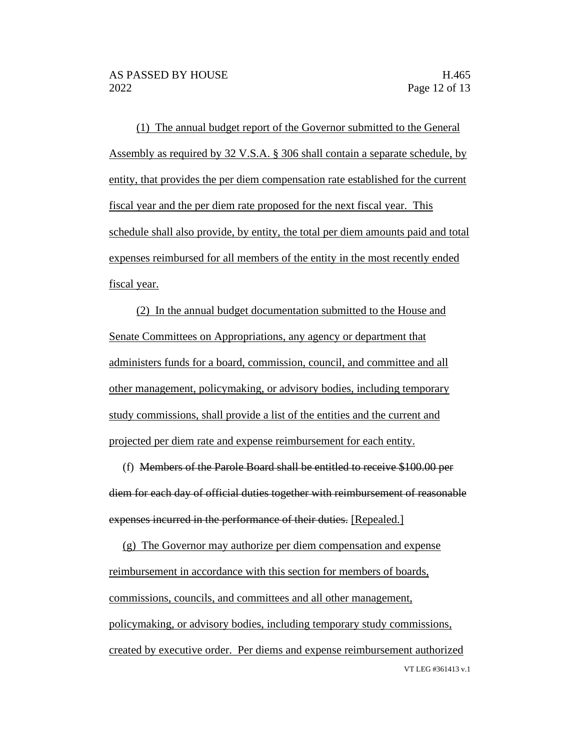(1) The annual budget report of the Governor submitted to the General Assembly as required by 32 V.S.A. § 306 shall contain a separate schedule, by entity, that provides the per diem compensation rate established for the current fiscal year and the per diem rate proposed for the next fiscal year. This schedule shall also provide, by entity, the total per diem amounts paid and total expenses reimbursed for all members of the entity in the most recently ended fiscal year.

(2) In the annual budget documentation submitted to the House and Senate Committees on Appropriations, any agency or department that administers funds for a board, commission, council, and committee and all other management, policymaking, or advisory bodies, including temporary study commissions, shall provide a list of the entities and the current and projected per diem rate and expense reimbursement for each entity.

(f) ~~Members of the Parole Board shall be entitled to receive $100.00 per diem for each day of official duties together with reimbursement of reasonable expenses incurred in the performance of their duties.~~ [Repealed.]

(g) The Governor may authorize per diem compensation and expense reimbursement in accordance with this section for members of boards, commissions, councils, and committees and all other management, policymaking, or advisory bodies, including temporary study commissions, created by executive order. Per diems and expense reimbursement authorized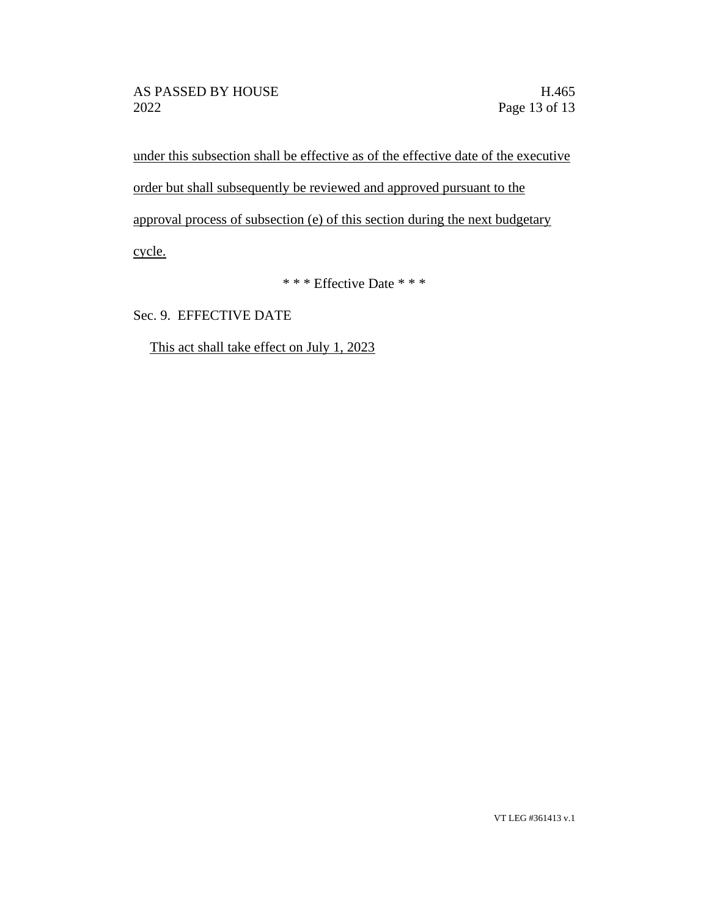under this subsection shall be effective as of the effective date of the executive order but shall subsequently be reviewed and approved pursuant to the approval process of subsection (e) of this section during the next budgetary cycle.

* * * Effective Date * * *

Sec. 9. EFFECTIVE DATE

This act shall take effect on July 1, 2023